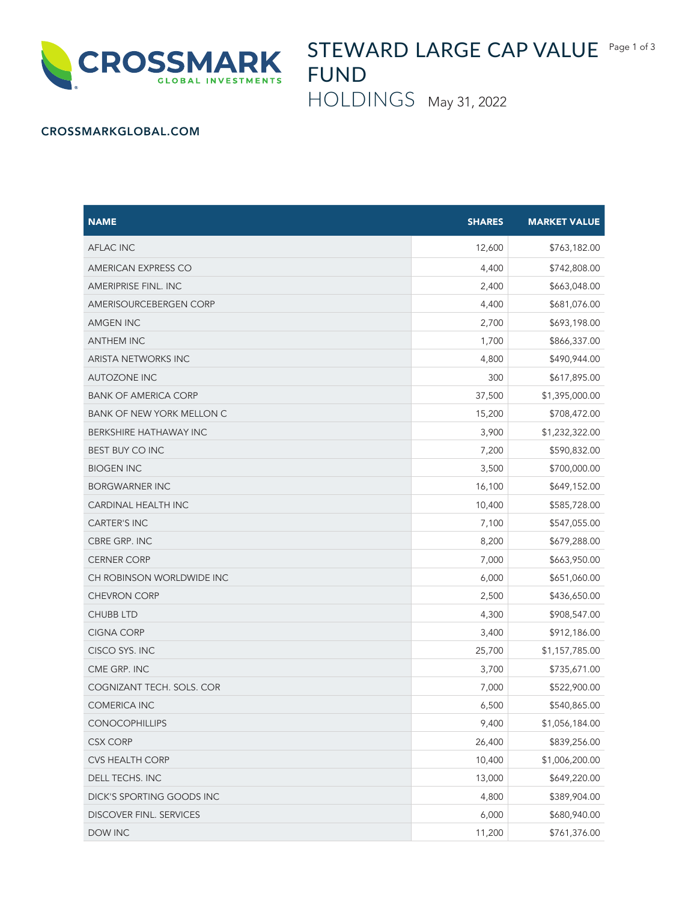CROSSMARK GLOBAL INVESTMENTS

# STEWARD LARGE CAP VALUE FUND

## HOLDINGS May 31, 2022

**CROSSMARKGLOBAL.COM**

| NAME | SHARES | MARKET VALUE |
|---|---|---|
| AFLAC INC | 12,600 | $763,182.00 |
| AMERICAN EXPRESS CO | 4,400 | $742,808.00 |
| AMERIPRISE FINL. INC | 2,400 | $663,048.00 |
| AMERISOURCEBERGEN CORP | 4,400 | $681,076.00 |
| AMGEN INC | 2,700 | $693,198.00 |
| ANTHEM INC | 1,700 | $866,337.00 |
| ARISTA NETWORKS INC | 4,800 | $490,944.00 |
| AUTOZONE INC | 300 | $617,895.00 |
| BANK OF AMERICA CORP | 37,500 | $1,395,000.00 |
| BANK OF NEW YORK MELLON C | 15,200 | $708,472.00 |
| BERKSHIRE HATHAWAY INC | 3,900 | $1,232,322.00 |
| BEST BUY CO INC | 7,200 | $590,832.00 |
| BIOGEN INC | 3,500 | $700,000.00 |
| BORGWARNER INC | 16,100 | $649,152.00 |
| CARDINAL HEALTH INC | 10,400 | $585,728.00 |
| CARTER'S INC | 7,100 | $547,055.00 |
| CBRE GRP. INC | 8,200 | $679,288.00 |
| CERNER CORP | 7,000 | $663,950.00 |
| CH ROBINSON WORLDWIDE INC | 6,000 | $651,060.00 |
| CHEVRON CORP | 2,500 | $436,650.00 |
| CHUBB LTD | 4,300 | $908,547.00 |
| CIGNA CORP | 3,400 | $912,186.00 |
| CISCO SYS. INC | 25,700 | $1,157,785.00 |
| CME GRP. INC | 3,700 | $735,671.00 |
| COGNIZANT TECH. SOLS. COR | 7,000 | $522,900.00 |
| COMERICA INC | 6,500 | $540,865.00 |
| CONOCOPHILLIPS | 9,400 | $1,056,184.00 |
| CSX CORP | 26,400 | $839,256.00 |
| CVS HEALTH CORP | 10,400 | $1,006,200.00 |
| DELL TECHS. INC | 13,000 | $649,220.00 |
| DICK'S SPORTING GOODS INC | 4,800 | $389,904.00 |
| DISCOVER FINL. SERVICES | 6,000 | $680,940.00 |
| DOW INC | 11,200 | $761,376.00 |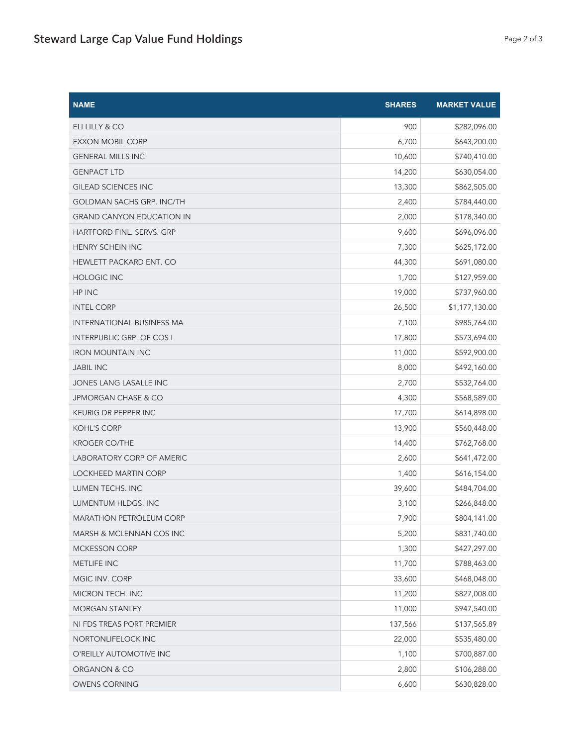| NAME | SHARES | MARKET VALUE |
| --- | --- | --- |
| ELI LILLY & CO | 900 | $282,096.00 |
| EXXON MOBIL CORP | 6,700 | $643,200.00 |
| GENERAL MILLS INC | 10,600 | $740,410.00 |
| GENPACT LTD | 14,200 | $630,054.00 |
| GILEAD SCIENCES INC | 13,300 | $862,505.00 |
| GOLDMAN SACHS GRP. INC/TH | 2,400 | $784,440.00 |
| GRAND CANYON EDUCATION IN | 2,000 | $178,340.00 |
| HARTFORD FINL. SERVS. GRP | 9,600 | $696,096.00 |
| HENRY SCHEIN INC | 7,300 | $625,172.00 |
| HEWLETT PACKARD ENT. CO | 44,300 | $691,080.00 |
| HOLOGIC INC | 1,700 | $127,959.00 |
| HP INC | 19,000 | $737,960.00 |
| INTEL CORP | 26,500 | $1,177,130.00 |
| INTERNATIONAL BUSINESS MA | 7,100 | $985,764.00 |
| INTERPUBLIC GRP. OF COS I | 17,800 | $573,694.00 |
| IRON MOUNTAIN INC | 11,000 | $592,900.00 |
| JABIL INC | 8,000 | $492,160.00 |
| JONES LANG LASALLE INC | 2,700 | $532,764.00 |
| JPMORGAN CHASE & CO | 4,300 | $568,589.00 |
| KEURIG DR PEPPER INC | 17,700 | $614,898.00 |
| KOHL'S CORP | 13,900 | $560,448.00 |
| KROGER CO/THE | 14,400 | $762,768.00 |
| LABORATORY CORP OF AMERIC | 2,600 | $641,472.00 |
| LOCKHEED MARTIN CORP | 1,400 | $616,154.00 |
| LUMEN TECHS. INC | 39,600 | $484,704.00 |
| LUMENTUM HLDGS. INC | 3,100 | $266,848.00 |
| MARATHON PETROLEUM CORP | 7,900 | $804,141.00 |
| MARSH & MCLENNAN COS INC | 5,200 | $831,740.00 |
| MCKESSON CORP | 1,300 | $427,297.00 |
| METLIFE INC | 11,700 | $788,463.00 |
| MGIC INV. CORP | 33,600 | $468,048.00 |
| MICRON TECH. INC | 11,200 | $827,008.00 |
| MORGAN STANLEY | 11,000 | $947,540.00 |
| NI FDS TREAS PORT PREMIER | 137,566 | $137,565.89 |
| NORTONLIFELOCK INC | 22,000 | $535,480.00 |
| O'REILLY AUTOMOTIVE INC | 1,100 | $700,887.00 |
| ORGANON & CO | 2,800 | $106,288.00 |
| OWENS CORNING | 6,600 | $630,828.00 |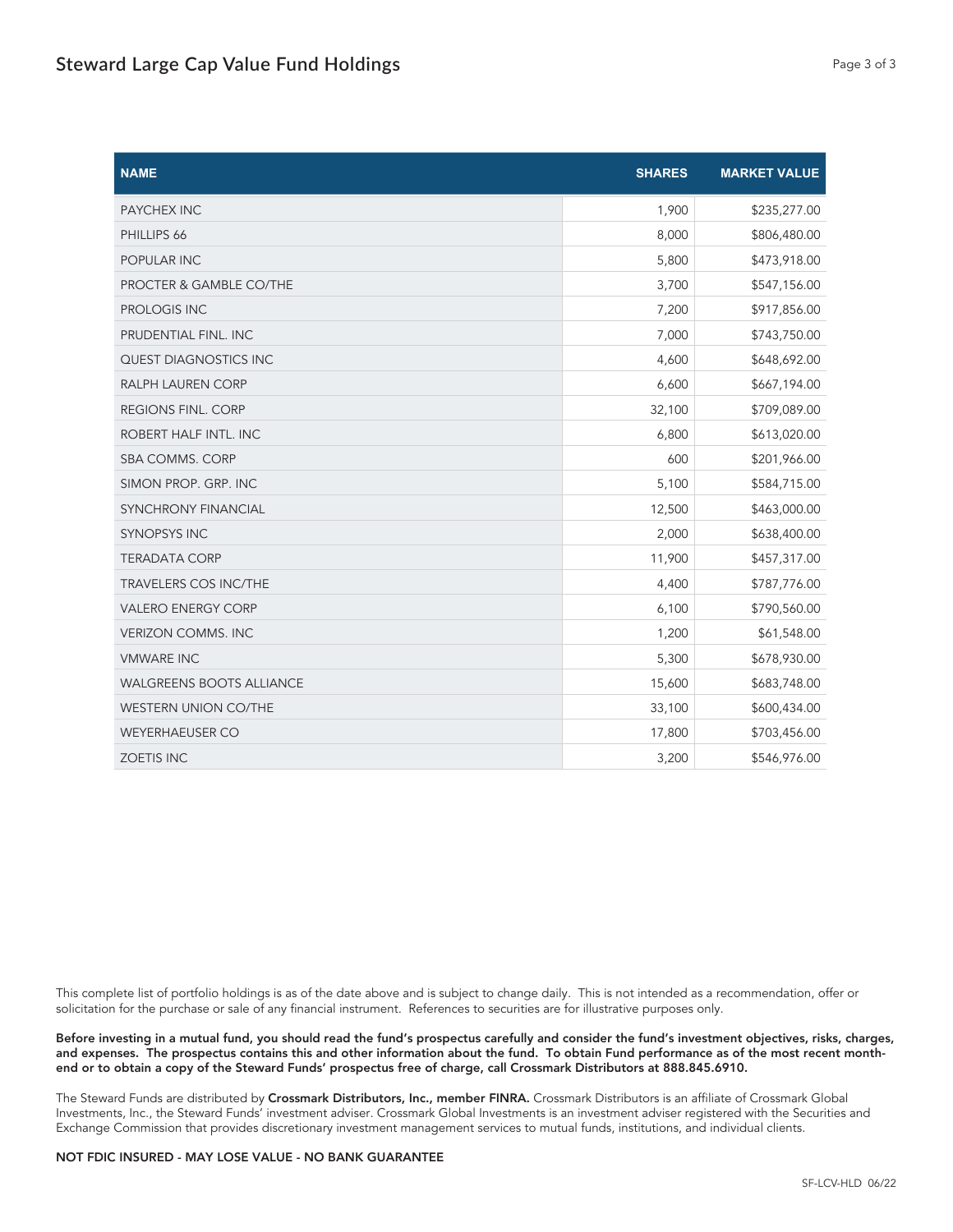| NAME | SHARES | MARKET VALUE |
|---|---|---|
| PAYCHEX INC | 1,900 | $235,277.00 |
| PHILLIPS 66 | 8,000 | $806,480.00 |
| POPULAR INC | 5,800 | $473,918.00 |
| PROCTER & GAMBLE CO/THE | 3,700 | $547,156.00 |
| PROLOGIS INC | 7,200 | $917,856.00 |
| PRUDENTIAL FINL. INC | 7,000 | $743,750.00 |
| QUEST DIAGNOSTICS INC | 4,600 | $648,692.00 |
| RALPH LAUREN CORP | 6,600 | $667,194.00 |
| REGIONS FINL. CORP | 32,100 | $709,089.00 |
| ROBERT HALF INTL. INC | 6,800 | $613,020.00 |
| SBA COMMS. CORP | 600 | $201,966.00 |
| SIMON PROP. GRP. INC | 5,100 | $584,715.00 |
| SYNCHRONY FINANCIAL | 12,500 | $463,000.00 |
| SYNOPSYS INC | 2,000 | $638,400.00 |
| TERADATA CORP | 11,900 | $457,317.00 |
| TRAVELERS COS INC/THE | 4,400 | $787,776.00 |
| VALERO ENERGY CORP | 6,100 | $790,560.00 |
| VERIZON COMMS. INC | 1,200 | $61,548.00 |
| VMWARE INC | 5,300 | $678,930.00 |
| WALGREENS BOOTS ALLIANCE | 15,600 | $683,748.00 |
| WESTERN UNION CO/THE | 33,100 | $600,434.00 |
| WEYERHAEUSER CO | 17,800 | $703,456.00 |
| ZOETIS INC | 3,200 | $546,976.00 |

This complete list of portfolio holdings is as of the date above and is subject to change daily. This is not intended as a recommendation, offer or solicitation for the purchase or sale of any financial instrument. References to securities are for illustrative purposes only.

**Before investing in a mutual fund, you should read the fund's prospectus carefully and consider the fund's investment objectives, risks, charges, and expenses. The prospectus contains this and other information about the fund. To obtain Fund performance as of the most recent month-end or to obtain a copy of the Steward Funds' prospectus free of charge, call Crossmark Distributors at 888.845.6910.**

The Steward Funds are distributed by **Crossmark Distributors, Inc., member FINRA.** Crossmark Distributors is an affiliate of Crossmark Global Investments, Inc., the Steward Funds' investment adviser. Crossmark Global Investments is an investment adviser registered with the Securities and Exchange Commission that provides discretionary investment management services to mutual funds, institutions, and individual clients.

**NOT FDIC INSURED - MAY LOSE VALUE - NO BANK GUARANTEE**

SF-LCV-HLD 06/22